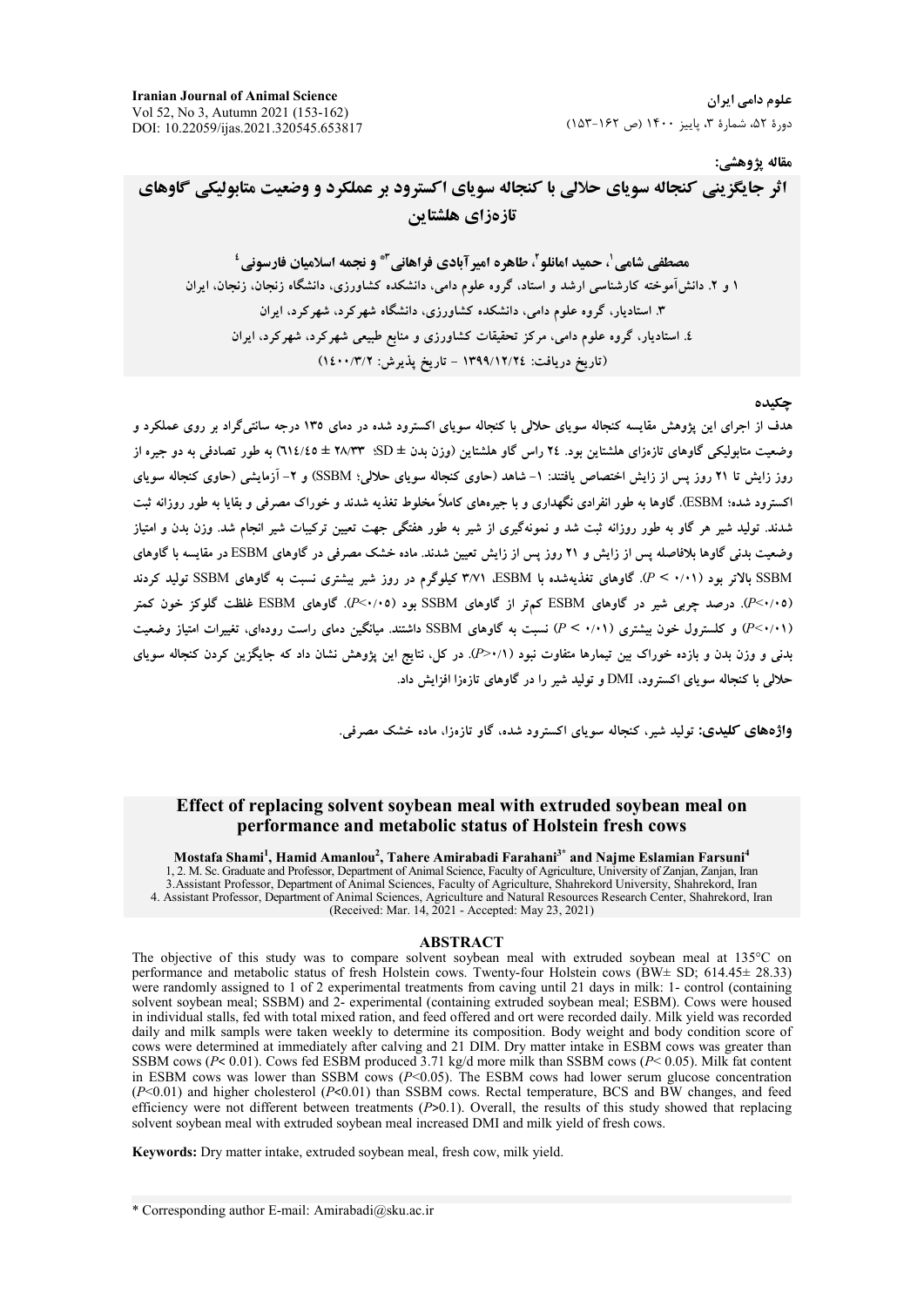علوم دامی ایران

دورهٔ ۵۲، شمارهٔ ۳، پاییز ۱۴۰۰ (ص ۱۶۲-۱۵۳)

Iranian Journal of Animal Science
Vol 52, No 3, Autumn 2021 (153-162)
DOI: 10.22059/ijas.2021.320545.653817

**مقاله پژوهشی:**

# اثر جایگزینی کنجاله سویای حلالی با کنجاله سویای اکسترود بر عملکرد و وضعیت متابولیکی گاوهای تازه‌زای هلشتاین

**مصطفی شامی[۱]، حمید امانلو[۲]، طاهره امیرآبادی فراهانی[۳*] و نجمه اسلامیان فارسونی[۴]**

۱ و ۲. دانش‌آموخته کارشناسی ارشد و استاد، گروه علوم دامی، دانشکده کشاورزی، دانشگاه زنجان، زنجان، ایران

۳. استادیار، گروه علوم دامی، دانشکده کشاورزی، دانشگاه شهرکرد، شهرکرد، ایران

۴. استادیار، گروه علوم دامی، مرکز تحقیقات کشاورزی و منابع طبیعی شهرکرد، شهرکرد، ایران

(تاریخ دریافت: ۱۳۹۹/۱۲/۲۴ - تاریخ پذیرش: ۱۴۰۰/۳/۲)

## چکیده

هدف از اجرای این پژوهش مقایسه کنجاله سویای حلالی با کنجاله سویای اکسترود شده در دمای ۱۳۵ درجه سانتی‌گراد بر روی عملکرد و وضعیت متابولیکی گاوهای تازه‌زای هلشتاین بود. ۲۴ راس گاو هلشتاین (وزن بدن ± SD؛ ۲۸/۳۳ ± ۶۱۴/۴۵) به طور تصادفی به دو جیره از روز زایش تا ۲۱ روز پس از زایش اختصاص یافتند: ۱- شاهد (حاوی کنجاله سویای حلالی؛ SSBM) و ۲- آزمایشی (حاوی کنجاله سویای اکسترود شده؛ ESBM). گاوها به طور انفرادی نگهداری و با جیره‌های کاملاً مخلوط تغذیه شدند و خوراک مصرفی و بقایا به طور روزانه ثبت شدند. تولید شیر هر گاو به طور روزانه ثبت شد و نمونه‌گیری از شیر به طور هفتگی جهت تعیین ترکیبات شیر انجام شد. وزن بدن و امتیاز وضعیت بدنی گاوها بلافاصله پس از زایش و ۲۱ روز پس از زایش تعیین شدند. ماده خشک مصرفی در گاوهای ESBM در مقایسه با گاوهای SSBM بالاتر بود ($P < ۰/۰۱$). گاوهای تغذیه‌شده با ESBM، ۳/۷۱ کیلوگرم در روز شیر بیشتری نسبت به گاوهای SSBM تولید کردند ($P<۰/۰۵$). درصد چربی شیر در گاوهای ESBM کم‌تر از گاوهای SSBM بود ($P<۰/۰۵$). گاوهای ESBM غلظت گلوکز خون کمتر ($P<۰/۰۱$) و کلسترول خون بیشتری ($P < ۰/۰۱$) نسبت به گاوهای SSBM داشتند. میانگین دمای راست روده‌ای، تغییرات امتیاز وضعیت بدنی و وزن بدن و بازده خوراک بین تیمارها متفاوت نبود ($P>۰/۱$). در کل، نتایج این پژوهش نشان داد که جایگزین کردن کنجاله سویای حلالی با کنجاله سویای اکسترود، DMI و تولید شیر را در گاوهای تازه‌زا افزایش داد.

**واژه‌های کلیدی:** تولید شیر، کنجاله سویای اکسترود شده، گاو تازه‌زا، ماده خشک مصرفی.

# Effect of replacing solvent soybean meal with extruded soybean meal on performance and metabolic status of Holstein fresh cows

**Mostafa Shami[1], Hamid Amanlou[2], Tahere Amirabadi Farahani[3*] and Najme Eslamian Farsuni[4]**

1, 2. M. Sc. Graduate and Professor, Department of Animal Science, Faculty of Agriculture, University of Zanjan, Zanjan, Iran
3. Assistant Professor, Department of Animal Sciences, Faculty of Agriculture, Shahrekord University, Shahrekord, Iran
4. Assistant Professor, Department of Animal Sciences, Agriculture and Natural Resources Research Center, Shahrekord, Iran
(Received: Mar. 14, 2021 - Accepted: May 23, 2021)

## ABSTRACT

The objective of this study was to compare solvent soybean meal with extruded soybean meal at 135°C on performance and metabolic status of fresh Holstein cows. Twenty-four Holstein cows (BW± SD; 614.45± 28.33) were randomly assigned to 1 of 2 experimental treatments from caving until 21 days in milk: 1- control (containing solvent soybean meal; SSBM) and 2- experimental (containing extruded soybean meal; ESBM). Cows were housed in individual stalls, fed with total mixed ration, and feed offered and ort were recorded daily. Milk yield was recorded daily and milk sampls were taken weekly to determine its composition. Body weight and body condition score of cows were determined at immediately after calving and 21 DIM. Dry matter intake in ESBM cows was greater than SSBM cows ($P< 0.01$). Cows fed ESBM produced 3.71 kg/d more milk than SSBM cows ($P< 0.05$). Milk fat content in ESBM cows was lower than SSBM cows ($P<0.05$). The ESBM cows had lower serum glucose concentration ($P<0.01$) and higher cholesterol ($P<0.01$) than SSBM cows. Rectal temperature, BCS and BW changes, and feed efficiency were not different between treatments ($P>0.1$). Overall, the results of this study showed that replacing solvent soybean meal with extruded soybean meal increased DMI and milk yield of fresh cows.

**Keywords:** Dry matter intake, extruded soybean meal, fresh cow, milk yield.

\* Corresponding author E-mail: Amirabadi@sku.ac.ir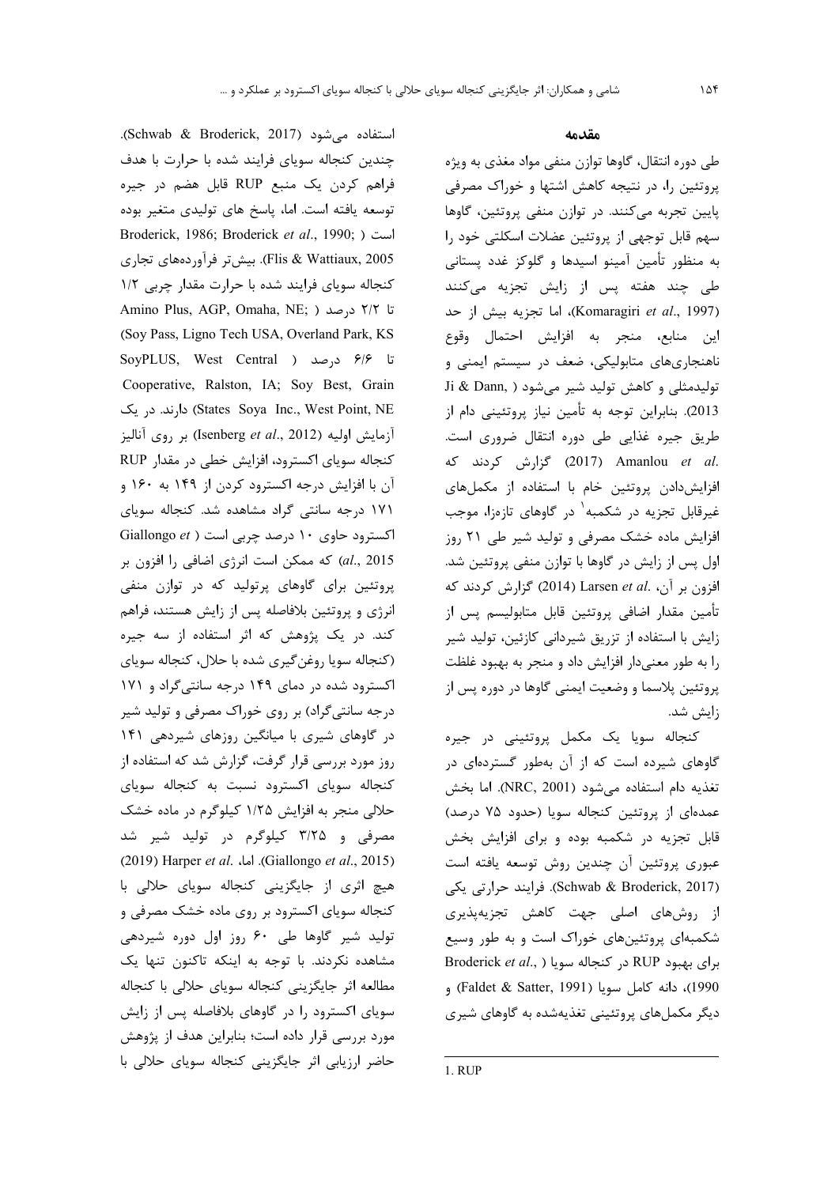## مقدمه

طی دوره انتقال، گاوها توازن منفی مواد مغذی به ویژه پروتئین را، در نتیجه کاهش اشتها و خوراک مصرفی پایین تجربه می‌کنند. در توازن منفی پروتئین، گاوها سهم قابل توجهی از پروتئین عضلات اسکلتی خود را به منظور تأمین آمینو اسیدها و گلوکز غدد پستانی طی چند هفته پس از زایش تجزیه می‌کنند (Komaragiri *et al*., 1997)، اما تجزیه بیش از حد این منابع، منجر به افزایش احتمال وقوع ناهنجاری‌های متابولیکی، ضعف در سیستم ایمنی و تولیدمثلی و کاهش تولید شیر می‌شود (Ji & Dann, 2013). بنابراین توجه به تأمین نیاز پروتئینی دام از طریق جیره غذایی طی دوره انتقال ضروری است. Amanlou *et al*. (2017) گزارش کردند که افزایش‌دادن پروتئین خام با استفاده از مکمل‌های غیرقابل تجزیه در شکمبه[1] در گاوهای تازه‌زا، موجب افزایش ماده خشک مصرفی و تولید شیر طی ۲۱ روز اول پس از زایش در گاوها با توازن منفی پروتئین شد. افزون بر آن، Larsen *et al*. (2014) گزارش کردند که تأمین مقدار اضافی پروتئین قابل متابولیسم پس از زایش با استفاده از تزریق شیردانی کازئین، تولید شیر را به طور معنی‌دار افزایش داد و منجر به بهبود غلظت پروتئین پلاسما و وضعیت ایمنی گاوها در دوره پس از زایش شد.

کنجاله سویا یک مکمل پروتئینی در جیره گاوهای شیرده است که از آن به‌طور گسترده‌ای در تغذیه دام استفاده می‌شود (NRC, 2001). اما بخش عمده‌ای از پروتئین کنجاله سویا (حدود ۷۵ درصد) قابل تجزیه در شکمبه بوده و برای افزایش بخش عبوری پروتئین آن چندین روش توسعه یافته است (Schwab & Broderick, 2017). فرایند حرارتی یکی از روش‌های اصلی جهت کاهش تجزیه‌پذیری شکمبه‌ای پروتئین‌های خوراک است و به طور وسیع برای بهبود RUP در کنجاله سویا (Broderick *et al*., 1990)، دانه کامل سویا (Faldet & Satter, 1991) و دیگر مکمل‌های پروتئینی تغذیه‌شده به گاوهای شیری استفاده می‌شود (Schwab & Broderick, 2017). چندین کنجاله سویای فرایند شده با حرارت با هدف فراهم کردن یک منبع RUP قابل هضم در جیره توسعه یافته است. اما، پاسخ های تولیدی متغیر بوده است (Broderick, 1986; Broderick *et al*., 1990; Flis & Wattiaux, 2005). بیش‌تر فرآورده‌های تجاری کنجاله سویای فرایند شده با حرارت مقدار چربی ۱/۲ تا ۲/۲ درصد (Amino Plus, AGP, Omaha, NE; Soy Pass, Ligno Tech USA, Overland Park, KS) تا ۶/۶ درصد (SoyPLUS, West Central Cooperative, Ralston, IA; Soy Best, Grain States Soya Inc., West Point, NE) دارند. در یک آزمایش اولیه (Isenberg *et al*., 2012) بر روی آنالیز کنجاله سویای اکسترود، افزایش خطی در مقدار RUP آن با افزایش درجه اکسترود کردن از ۱۴۹ به ۱۶۰ و ۱۷۱ درجه سانتی گراد مشاهده شد. کنجاله سویای اکسترود حاوی ۱۰ درصد چربی است (Giallongo *et al*., 2015) که ممکن است انرژی اضافی را افزون بر پروتئین برای گاوهای پرتولید که در توازن منفی انرژی و پروتئین بلافاصله پس از زایش هستند، فراهم کند. در یک پژوهش که اثر استفاده از سه جیره (کنجاله سویا روغن‌گیری شده با حلال، کنجاله سویای اکسترود شده در دمای ۱۴۹ درجه سانتی‌گراد و ۱۷۱ درجه سانتی‌گراد) بر روی خوراک مصرفی و تولید شیر در گاوهای شیری با میانگین روزهای شیردهی ۱۴۱ روز مورد بررسی قرار گرفت، گزارش شد که استفاده از کنجاله سویای اکسترود نسبت به کنجاله سویای حلالی منجر به افزایش ۱/۲۵ کیلوگرم در ماده خشک مصرفی و ۳/۲۵ کیلوگرم در تولید شیر شد (Giallongo *et al*., 2015). اما، Harper *et al*. (2019) هیچ اثری از جایگزینی کنجاله سویای حلالی با کنجاله سویای اکسترود بر روی ماده خشک مصرفی و تولید شیر گاوها طی ۶۰ روز اول دوره شیردهی مشاهده نکردند. با توجه به اینکه تاکنون تنها یک مطالعه اثر جایگزینی کنجاله سویای حلالی با کنجاله سویای اکسترود را در گاوهای بلافاصله پس از زایش مورد بررسی قرار داده است؛ بنابراین هدف از پژوهش حاضر ارزیابی اثر جایگزینی کنجاله سویای حلالی با

---

1. RUP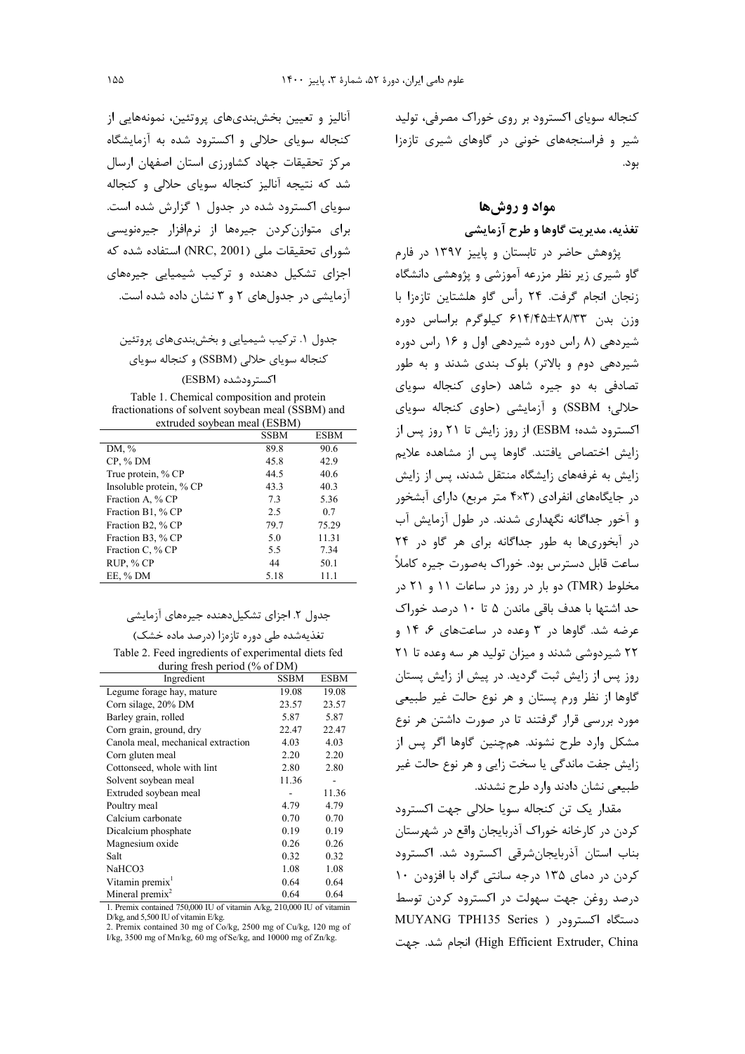کنجاله سویای اکسترود بر روی خوراک مصرفی، تولید شیر و فراسنجه‌های خونی در گاوهای شیری تازه‌زا بود.

## مواد و روش‌ها

### تغذیه، مدیریت گاوها و طرح آزمایشی

پژوهش حاضر در تابستان و پاییز ۱۳۹۷ در فارم گاو شیری زیر نظر مزرعه آموزشی و پژوهشی دانشگاه زنجان انجام گرفت. ۲۴ رأس گاو هلشتاین تازه‌زا با وزن بدن ۲۸/۳۳±۶۱۴/۴۵ کیلوگرم براساس دوره شیردهی (۸ راس دوره شیردهی اول و ۱۶ راس دوره شیردهی دوم و بالاتر) بلوک بندی شدند و به طور تصادفی به دو جیره شاهد (حاوی کنجاله سویای حلالی؛ SSBM) و آزمایشی (حاوی کنجاله سویای اکسترود شده؛ ESBM) از روز زایش تا ۲۱ روز پس از زایش اختصاص یافتند. گاوها پس از مشاهده علایم زایش به غرفه‌های زایشگاه منتقل شدند، پس از زایش در جایگاه‌های انفرادی (۳×۴ متر مربع) دارای آبشخور و آخور جداگانه نگهداری شدند. در طول آزمایش آب در آبخوری‌ها به طور جداگانه برای هر گاو در ۲۴ ساعت قابل دسترس بود. خوراک به‌صورت جیره کاملاً مخلوط (TMR) دو بار در روز در ساعات ۱۱ و ۲۱ در حد اشتها با هدف باقی ماندن ۵ تا ۱۰ درصد خوراک عرضه شد. گاوها در ۳ وعده در ساعت‌های ۶، ۱۴ و ۲۲ شیردوشی شدند و میزان تولید هر سه وعده تا ۲۱ روز پس از زایش ثبت گردید. در پیش از زایش پستان گاوها از نظر ورم پستان و هر نوع حالت غیر طبیعی مورد بررسی قرار گرفتند تا در صورت داشتن هر نوع مشکل وارد طرح نشوند. همچنین گاوها اگر پس از زایش جفت ماندگی یا سخت زایی و هر نوع حالت غیر طبیعی نشان دادند وارد طرح نشدند.

مقدار یک تن کنجاله سویا حلالی جهت اکسترود کردن در کارخانه خوراک آذربایجان واقع در شهرستان بناب استان آذربایجان‌شرقی اکسترود شد. اکسترود کردن در دمای ۱۳۵ درجه سانتی گراد با افزودن ۱۰ درصد روغن جهت سهولت در اکسترود کردن توسط دستگاه اکسترودر (MUYANG TPH135 Series High Efficient Extruder, China) انجام شد. جهت آنالیز و تعیین بخش‌بندی‌های پروتئین، نمونه‌هایی از کنجاله سویای حلالی و اکسترود شده به آزمایشگاه مرکز تحقیقات جهاد کشاورزی استان اصفهان ارسال شد که نتیجه آنالیز کنجاله سویای حلالی و کنجاله سویای اکسترود شده در جدول ۱ گزارش شده است. برای متوازن‌کردن جیره‌ها از نرم‌افزار جیره‌نویسی شورای تحقیقات ملی (NRC, 2001) استفاده شده که اجزای تشکیل دهنده و ترکیب شیمیایی جیره‌های آزمایشی در جدول‌های ۲ و ۳ نشان داده شده است.

جدول ۱. ترکیب شیمیایی و بخش‌بندی‌های پروتئین کنجاله سویای حلالی (SSBM) و کنجاله سویای اکسترودشده (ESBM)

Table 1. Chemical composition and protein fractionations of solvent soybean meal (SSBM) and extruded soybean meal (ESBM)

| | SSBM | ESBM |
|---|---|---|
| DM, % | 89.8 | 90.6 |
| CP, % DM | 45.8 | 42.9 |
| True protein, % CP | 44.5 | 40.6 |
| Insoluble protein, % CP | 43.3 | 40.3 |
| Fraction A, % CP | 7.3 | 5.36 |
| Fraction B1, % CP | 2.5 | 0.7 |
| Fraction B2, % CP | 79.7 | 75.29 |
| Fraction B3, % CP | 5.0 | 11.31 |
| Fraction C, % CP | 5.5 | 7.34 |
| RUP, % CP | 44 | 50.1 |
| EE, % DM | 5.18 | 11.1 |

جدول ۲. اجزای تشکیل‌دهنده جیره‌های آزمایشی تغذیه‌شده طی دوره تازه‌زا (درصد ماده خشک)

Table 2. Feed ingredients of experimental diets fed during fresh period (% of DM)

| Ingredient | SSBM | ESBM |
|---|---|---|
| Legume forage hay, mature | 19.08 | 19.08 |
| Corn silage, 20% DM | 23.57 | 23.57 |
| Barley grain, rolled | 5.87 | 5.87 |
| Corn grain, ground, dry | 22.47 | 22.47 |
| Canola meal, mechanical extraction | 4.03 | 4.03 |
| Corn gluten meal | 2.20 | 2.20 |
| Cottonseed, whole with lint | 2.80 | 2.80 |
| Solvent soybean meal | 11.36 | - |
| Extruded soybean meal | - | 11.36 |
| Poultry meal | 4.79 | 4.79 |
| Calcium carbonate | 0.70 | 0.70 |
| Dicalcium phosphate | 0.19 | 0.19 |
| Magnesium oxide | 0.26 | 0.26 |
| Salt | 0.32 | 0.32 |
| $NaHCO_3$ | 1.08 | 1.08 |
| Vitamin premix[1] | 0.64 | 0.64 |
| Mineral premix[2] | 0.64 | 0.64 |

1. Premix contained 750,000 IU of vitamin A/kg, 210,000 IU of vitamin D/kg, and 5,500 IU of vitamin E/kg.
2. Premix contained 30 mg of Co/kg, 2500 mg of Cu/kg, 120 mg of I/kg, 3500 mg of Mn/kg, 60 mg of Se/kg, and 10000 mg of Zn/kg.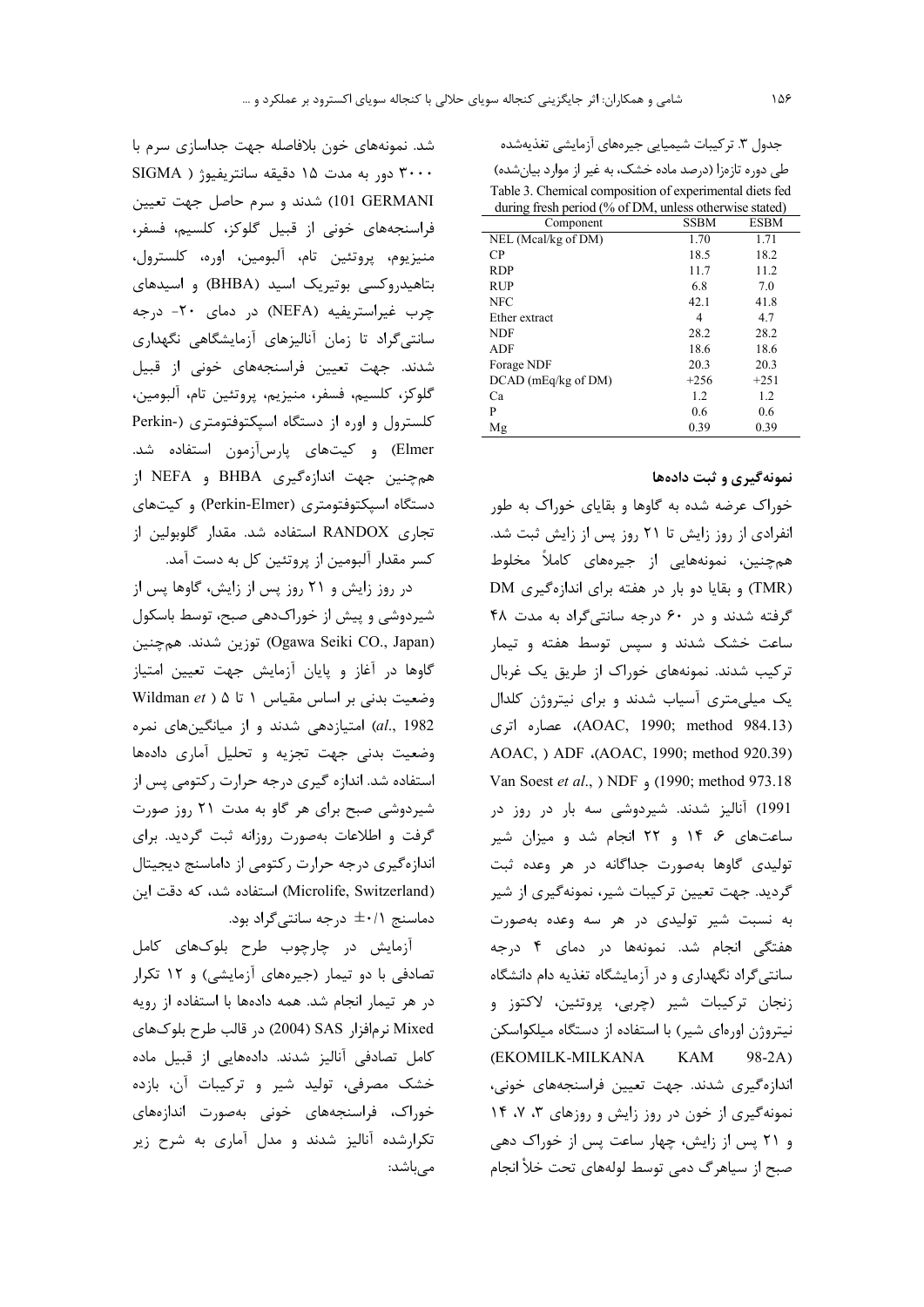جدول ۳. ترکیبات شیمیایی جیره‌های آزمایشی تغذیه‌شده طی دوره تازه‌زا (درصد ماده خشک، به غیر از موارد بیان‌شده)

Table 3. Chemical composition of experimental diets fed during fresh period (% of DM, unless otherwise stated)

| Component | SSBM | ESBM |
|---|---|---|
| NEL (Mcal/kg of DM) | 1.70 | 1.71 |
| CP | 18.5 | 18.2 |
| RDP | 11.7 | 11.2 |
| RUP | 6.8 | 7.0 |
| NFC | 42.1 | 41.8 |
| Ether extract | 4 | 4.7 |
| NDF | 28.2 | 28.2 |
| ADF | 18.6 | 18.6 |
| Forage NDF | 20.3 | 20.3 |
| DCAD (mEq/kg of DM) | +256 | +251 |
| Ca | 1.2 | 1.2 |
| P | 0.6 | 0.6 |
| Mg | 0.39 | 0.39 |

### نمونه‌گیری و ثبت داده‌ها

خوراک عرضه شده به گاوها و بقایای خوراک به طور انفرادی از روز زایش تا ۲۱ روز پس از زایش ثبت شد. همچنین، نمونه‌هایی از جیره‌های کاملاً مخلوط (TMR) و بقایا دو بار در هفته برای اندازه‌گیری DM گرفته شدند و در ۶۰ درجه سانتی‌گراد به مدت ۴۸ ساعت خشک شدند و سپس توسط هفته و تیمار ترکیب شدند. نمونه‌های خوراک از طریق یک غربال یک میلی‌متری آسیاب شدند و برای نیتروژن کلدال (AOAC, 1990; method 984.13)، عصاره اتری (AOAC, ) ADF ،(AOAC, 1990; method 920.39) و NDF (Van Soest *et al.*, 1991) (1990; method 973.18) آنالیز شدند. شیردوشی سه بار در روز در ساعت‌های ۶، ۱۴ و ۲۲ انجام شد و میزان شیر تولیدی گاوها به‌صورت جداگانه در هر وعده ثبت گردید. جهت تعیین ترکیبات شیر، نمونه‌گیری از شیر به نسبت شیر تولیدی در هر سه وعده به‌صورت هفتگی انجام شد. نمونه‌ها در دمای ۴ درجه سانتی‌گراد نگهداری و در آزمایشگاه تغذیه دام دانشگاه زنجان ترکیبات شیر (چربی، پروتئین، لاکتوز و نیتروژن اوره‌ای شیر) با استفاده از دستگاه میلکواسکن (EKOMILK-MILKANA KAM 98-2A) اندازه‌گیری شدند. جهت تعیین فراسنجه‌های خونی، نمونه‌گیری از خون در روز زایش و روزهای ۳، ۷، ۱۴ و ۲۱ پس از زایش، چهار ساعت پس از خوراک دهی صبح از سیاهرگ دمی توسط لوله‌های تحت خلأ انجام شد. نمونه‌های خون بلافاصله جهت جداسازی سرم با ۳۰۰۰ دور به مدت ۱۵ دقیقه سانتریفیوژ (SIGMA 101 GERMANI) شدند و سرم حاصل جهت تعیین فراسنجه‌های خونی از قبیل گلوکز، کلسیم، فسفر، منیزیوم، پروتئین تام، آلبومین، اوره، کلسترول، بتاهیدروکسی بوتیریک اسید (BHBA) و اسیدهای چرب غیراستریفیه (NEFA) در دمای ۲۰- درجه سانتی‌گراد تا زمان آنالیزهای آزمایشگاهی نگهداری شدند. جهت تعیین فراسنجه‌های خونی از قبیل گلوکز، کلسیم، فسفر، منیزیم، پروتئین تام، آلبومین، کلسترول و اوره از دستگاه اسپکتوفتومتری (Perkin-Elmer) و کیت‌های پارس‌آزمون استفاده شد. همچنین جهت اندازه‌گیری BHBA و NEFA از دستگاه اسپکتوفتومتری (Perkin-Elmer) و کیت‌های تجاری RANDOX استفاده شد. مقدار گلوبولین از کسر مقدار آلبومین از پروتئین کل به دست آمد.

در روز زایش و ۲۱ روز پس از زایش، گاوها پس از شیردوشی و پیش از خوراک‌دهی صبح، توسط باسکول (Ogawa Seiki CO., Japan) توزین شدند. همچنین گاوها در آغاز و پایان آزمایش جهت تعیین امتیاز وضعیت بدنی بر اساس مقیاس ۱ تا ۵ (Wildman *et al.*, 1982) امتیازدهی شدند و از میانگین‌های نمره وضعیت بدنی جهت تجزیه و تحلیل آماری داده‌ها استفاده شد. اندازه گیری درجه حرارت رکتومی پس از شیردوشی صبح برای هر گاو به مدت ۲۱ روز صورت گرفت و اطلاعات به‌صورت روزانه ثبت گردید. برای اندازه‌گیری درجه حرارت رکتومی از دماسنج دیجیتال (Microlife, Switzerland) استفاده شد، که دقت این دماسنج ۰/۱± درجه سانتی‌گراد بود.

آزمایش در چارچوب طرح بلوک‌های کامل تصادفی با دو تیمار (جیره‌های آزمایشی) و ۱۲ تکرار در هر تیمار انجام شد. همه داده‌ها با استفاده از رویه Mixed نرم‌افزار SAS (2004) در قالب طرح بلوک‌های کامل تصادفی آنالیز شدند. داده‌هایی از قبیل ماده خشک مصرفی، تولید شیر و ترکیبات آن، بازده خوراک، فراسنجه‌های خونی به‌صورت اندازه‌های تکرارشده آنالیز شدند و مدل آماری به شرح زیر می‌باشد: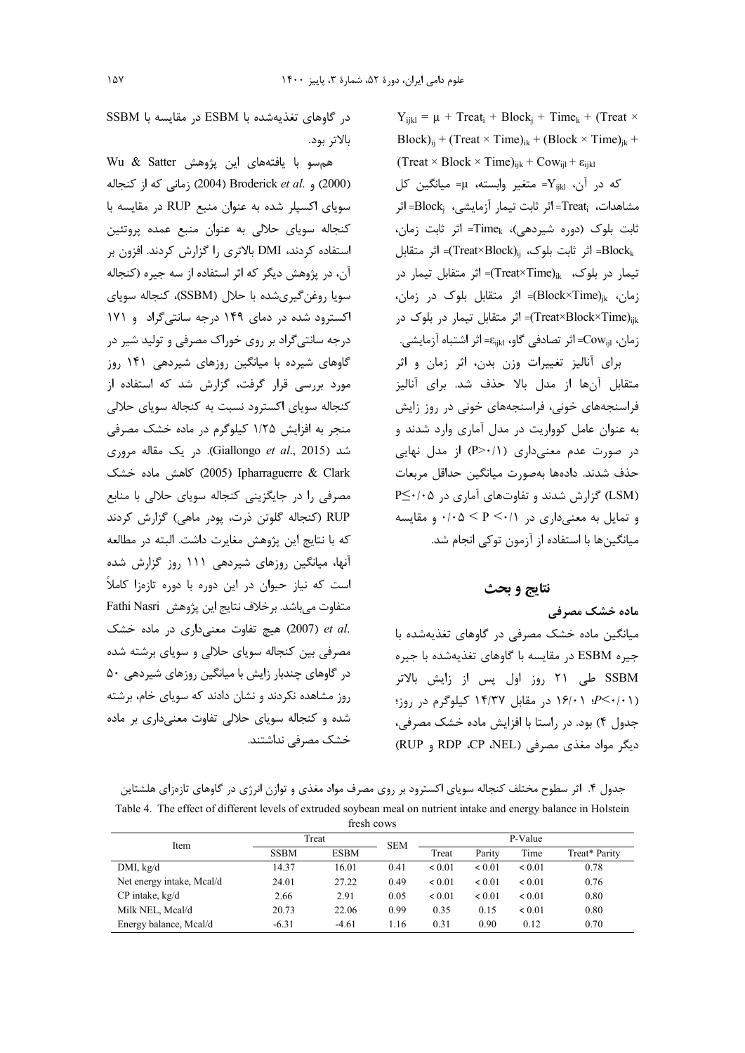$$Y_{ijkl} = \mu + Treat_i + Block_j + Time_k + (Treat \times Block)_{ij} + (Treat \times Time)_{ik} + (Block \times Time)_{jk} + (Treat \times Block \times Time)_{ijk} + Cow_{ijl} + \varepsilon_{ijkl}$$

که در آن، $Y_{ijkl}$= متغیر وابسته، $\mu$= میانگین کل مشاهدات، $Treat_i$= اثر ثابت تیمار آزمایشی، $Block_j$= اثر ثابت بلوک (دوره شیردهی)، $Time_k$= اثر ثابت زمان، $Block_k$= اثر ثابت بلوک، $(Treat\times Block)_{ij}$= اثر متقابل تیمار در بلوک، $(Treat\times Time)_{ik}$= اثر متقابل تیمار در زمان، $(Block\times Time)_{jk}$= اثر متقابل بلوک در زمان، $(Treat\times Block\times Time)_{ijk}$= اثر متقابل تیمار در بلوک در زمان، $Cow_{ijl}$= اثر تصادفی گاو، $\varepsilon_{ijkl}$= اثر اشتباه آزمایشی.

برای آنالیز تغییرات وزن بدن، اثر زمان و اثر متقابل آن‌ها از مدل بالا حذف شد. برای آنالیز فراسنجه‌های خونی، فراسنجه‌های خونی در روز زایش به عنوان عامل کوواریت در مدل آماری وارد شدند و در صورت عدم معنی‌داری ($P>۰/۱$) از مدل نهایی حذف شدند. داده‌ها به‌صورت میانگین حداقل مربعات (LSM) گزارش شدند و تفاوت‌های آماری در $P\leq۰/۰۵$ و تمایل به معنی‌داری در $۰/۰۵ < P < ۰/۱$ و مقایسه میانگین‌ها با استفاده از آزمون توکی انجام شد.

## نتایج و بحث

### ماده خشک مصرفی

میانگین ماده خشک مصرفی در گاوهای تغذیه‌شده با جیره ESBM در مقایسه با گاوهای تغذیه‌شده با جیره SSBM طی ۲۱ روز اول پس از زایش بالاتر ($P<۰/۰۱$؛ ۱۶/۰۱ در مقابل ۱۴/۳۷ کیلوگرم در روز؛ جدول ۴) بود. در راستا با افزایش ماده خشک مصرفی، دیگر مواد مغذی مصرفی (NEL، CP، RDP و RUP) در گاوهای تغذیه‌شده با ESBM در مقایسه با SSBM بالاتر بود.

هم‌سو با یافته‌های این پژوهش Wu & Satter (2000) و Broderick *et al.* (2004) زمانی که از کنجاله سویای اکسپلر شده به عنوان منبع RUP در مقایسه با کنجاله سویای حلالی به عنوان منبع عمده پروتئین استفاده کردند، DMI بالاتری را گزارش کردند. افزون بر آن، در پژوهش دیگر که اثر استفاده از سه جیره (کنجاله سویا روغن‌گیری‌شده با حلال (SSBM)، کنجاله سویای اکسترود شده در دمای ۱۴۹ درجه سانتی‌گراد و ۱۷۱ درجه سانتی‌گراد بر روی خوراک مصرفی و تولید شیر در گاوهای شیرده با میانگین روزهای شیردهی ۱۴۱ روز مورد بررسی قرار گرفت، گزارش شد که استفاده از کنجاله سویای اکسترود نسبت به کنجاله سویای حلالی منجر به افزایش ۱/۲۵ کیلوگرم در ماده خشک مصرفی شد (Giallongo *et al*., 2015). در یک مقاله مروری Ipharraguerre & Clark (2005) کاهش ماده خشک مصرفی را در جایگزینی کنجاله سویای حلالی با منابع RUP (کنجاله گلوتن ذرت، پودر ماهی) گزارش کردند که با نتایج این پژوهش مغایرت داشت. البته در مطالعه آنها، میانگین روزهای شیردهی ۱۱۱ روز گزارش شده است که نیاز حیوان در این دوره با دوره تازه‌زا کاملاً متفاوت می‌باشد. برخلاف نتایج این پژوهش Fathi Nasri *et al.* (2007) هیچ تفاوت معنی‌داری در ماده خشک مصرفی بین کنجاله سویای حلالی و سویای برشته شده در گاوهای چندبار زایش با میانگین روزهای شیردهی ۵۰ روز مشاهده نکردند و نشان دادند که سویای خام، برشته شده و کنجاله سویای حلالی تفاوت معنی‌داری بر ماده خشک مصرفی نداشتند.

جدول ۴. اثر سطوح مختلف کنجاله سویای اکسترود بر روی مصرف مواد مغذی و توازن انرژی در گاوهای تازه‌زای هلشتاین

Table 4. The effect of different levels of extruded soybean meal on nutrient intake and energy balance in Holstein fresh cows

| Item | Treat | | SEM | P-Value | | | |
|---|---|---|---|---|---|---|---|
| | SSBM | ESBM | | Treat | Parity | Time | Treat* Parity |
| DMI, kg/d | 14.37 | 16.01 | 0.41 | < 0.01 | < 0.01 | < 0.01 | 0.78 |
| Net energy intake, Mcal/d | 24.01 | 27.22 | 0.49 | < 0.01 | < 0.01 | < 0.01 | 0.76 |
| CP intake, kg/d | 2.66 | 2.91 | 0.05 | < 0.01 | < 0.01 | < 0.01 | 0.80 |
| Milk NEL, Mcal/d | 20.73 | 22.06 | 0.99 | 0.35 | 0.15 | < 0.01 | 0.80 |
| Energy balance, Mcal/d | -6.31 | -4.61 | 1.16 | 0.31 | 0.90 | 0.12 | 0.70 |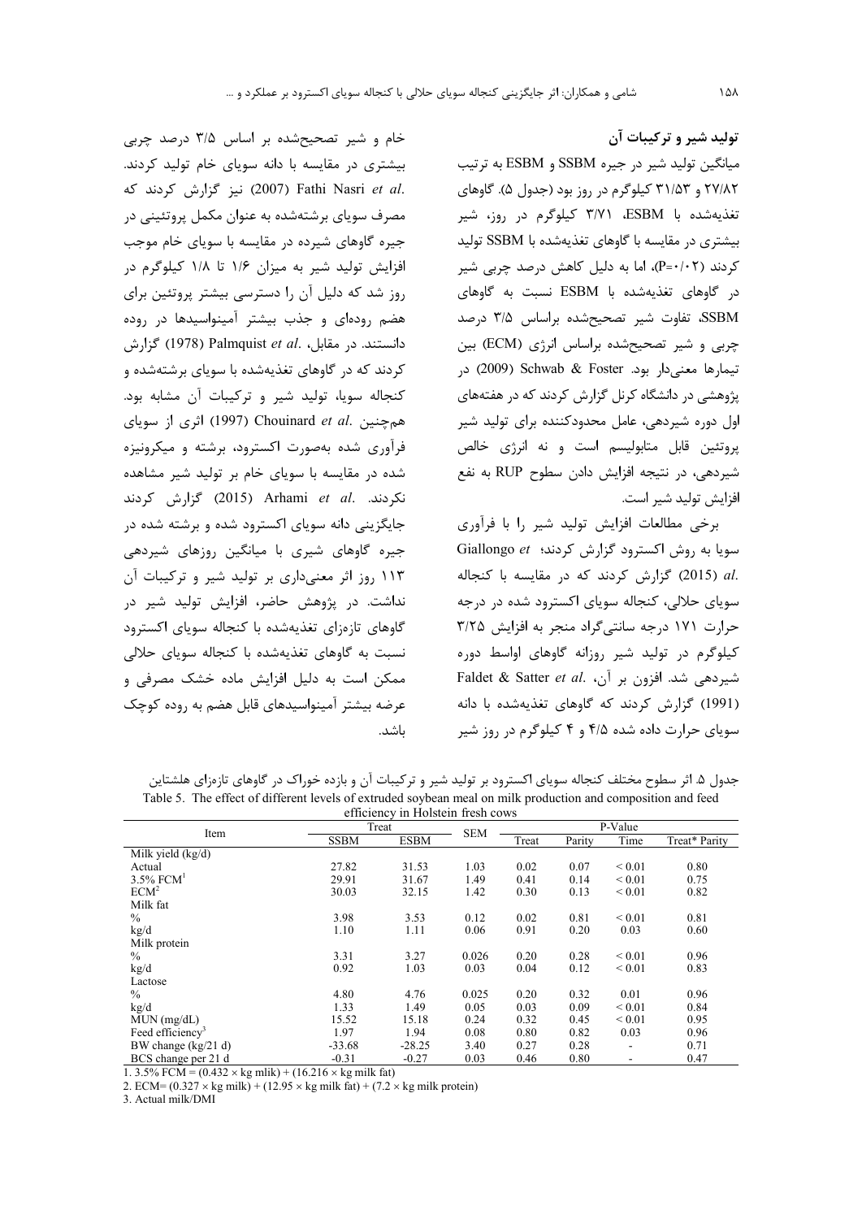### تولید شیر و ترکیبات آن

میانگین تولید شیر در جیره SSBM و ESBM به ترتیب ۲۷/۸۲ و ۳۱/۵۳ کیلوگرم در روز بود (جدول ۵). گاوهای تغذیه‌شده با ESBM، ۳/۷۱ کیلوگرم در روز، شیر بیشتری در مقایسه با گاوهای تغذیه‌شده با SSBM تولید کردند (P=۰/۰۲)، اما به دلیل کاهش درصد چربی شیر در گاوهای تغذیه‌شده با ESBM نسبت به گاوهای SSBM، تفاوت شیر تصحیح‌شده براساس ۳/۵ درصد چربی و شیر تصحیح‌شده براساس انرژی (ECM) بین تیمارها معنی‌دار بود. Schwab & Foster (2009) در پژوهشی در دانشگاه کرنل گزارش کردند که در هفته‌های اول دوره شیردهی، عامل محدودکننده برای تولید شیر پروتئین قابل متابولیسم است و نه انرژی خالص شیردهی، در نتیجه افزایش دادن سطوح RUP به نفع افزایش تولید شیر است.

برخی مطالعات افزایش تولید شیر را با فرآوری سویا به روش اکسترود گزارش کردند؛ Giallongo *et al.* (2015) گزارش کردند که در مقایسه با کنجاله سویای حلالی، کنجاله سویای اکسترود شده در درجه حرارت ۱۷۱ درجه سانتی‌گراد منجر به افزایش ۳/۲۵ کیلوگرم در تولید شیر روزانه گاوهای اواسط دوره شیردهی شد. افزون بر آن، Faldet & Satter *et al.* (1991) گزارش کردند که گاوهای تغذیه‌شده با دانه سویای حرارت داده شده ۴/۵ و ۴ کیلوگرم در روز شیر خام و شیر تصحیح‌شده بر اساس ۳/۵ درصد چربی بیشتری در مقایسه با دانه سویای خام تولید کردند. Fathi Nasri *et al.* (2007) نیز گزارش کردند که مصرف سویای برشته‌شده به عنوان مکمل پروتئینی در جیره گاوهای شیرده در مقایسه با سویای خام موجب افزایش تولید شیر به میزان ۱/۶ تا ۱/۸ کیلوگرم در روز شد که دلیل آن را دسترسی بیشتر پروتئین برای هضم روده‌ای و جذب بیشتر آمینواسیدها در روده دانستند. در مقابل، Palmquist *et al.* (1978) گزارش کردند که در گاوهای تغذیه‌شده با سویای برشته‌شده و کنجاله سویا، تولید شیر و ترکیبات آن مشابه بود. همچنین Chouinard *et al.* (1997) اثری از سویای فرآوری شده به‌صورت اکسترود، برشته و میکرونیزه شده در مقایسه با سویای خام بر تولید شیر مشاهده نکردند. Arhami *et al.* (2015) گزارش کردند جایگزینی دانه سویای اکسترود شده و برشته شده در جیره گاوهای شیری با میانگین روزهای شیردهی ۱۱۳ روز اثر معنی‌داری بر تولید شیر و ترکیبات آن نداشت. در پژوهش حاضر، افزایش تولید شیر در گاوهای تازه‌زای تغذیه‌شده با کنجاله سویای اکسترود نسبت به گاوهای تغذیه‌شده با کنجاله سویای حلالی ممکن است به دلیل افزایش ماده خشک مصرفی و عرضه بیشتر آمینواسیدهای قابل هضم به روده کوچک باشد.

جدول ۵. اثر سطوح مختلف کنجاله سویای اکسترود بر تولید شیر و ترکیبات آن و بازده خوراک در گاوهای تازه‌زای هلشتاین

Table 5. The effect of different levels of extruded soybean meal on milk production and composition and feed efficiency in Holstein fresh cows

| Item | Treat | | SEM | P-Value | | | |
|---|---|---|---|---|---|---|---|
| | SSBM | ESBM | | Treat | Parity | Time | Treat* Parity |
| Milk yield (kg/d) | | | | | | | |
| Actual | 27.82 | 31.53 | 1.03 | 0.02 | 0.07 | < 0.01 | 0.80 |
| 3.5% FCM[1] | 29.91 | 31.67 | 1.49 | 0.41 | 0.14 | < 0.01 | 0.75 |
| ECM[2] | 30.03 | 32.15 | 1.42 | 0.30 | 0.13 | < 0.01 | 0.82 |
| Milk fat | | | | | | | |
| % | 3.98 | 3.53 | 0.12 | 0.02 | 0.81 | < 0.01 | 0.81 |
| kg/d | 1.10 | 1.11 | 0.06 | 0.91 | 0.20 | 0.03 | 0.60 |
| Milk protein | | | | | | | |
| % | 3.31 | 3.27 | 0.026 | 0.20 | 0.28 | < 0.01 | 0.96 |
| kg/d | 0.92 | 1.03 | 0.03 | 0.04 | 0.12 | < 0.01 | 0.83 |
| Lactose | | | | | | | |
| % | 4.80 | 4.76 | 0.025 | 0.20 | 0.32 | 0.01 | 0.96 |
| kg/d | 1.33 | 1.49 | 0.05 | 0.03 | 0.09 | < 0.01 | 0.84 |
| MUN (mg/dL) | 15.52 | 15.18 | 0.24 | 0.32 | 0.45 | < 0.01 | 0.95 |
| Feed efficiency[3] | 1.97 | 1.94 | 0.08 | 0.80 | 0.82 | 0.03 | 0.96 |
| BW change (kg/21 d) | -33.68 | -28.25 | 3.40 | 0.27 | 0.28 | - | 0.71 |
| BCS change per 21 d | -0.31 | -0.27 | 0.03 | 0.46 | 0.80 | - | 0.47 |

1. 3.5% FCM = (0.432 × kg mlik) + (16.216 × kg milk fat)

2. ECM= (0.327 × kg milk) + (12.95 × kg milk fat) + (7.2 × kg milk protein)

3. Actual milk/DMI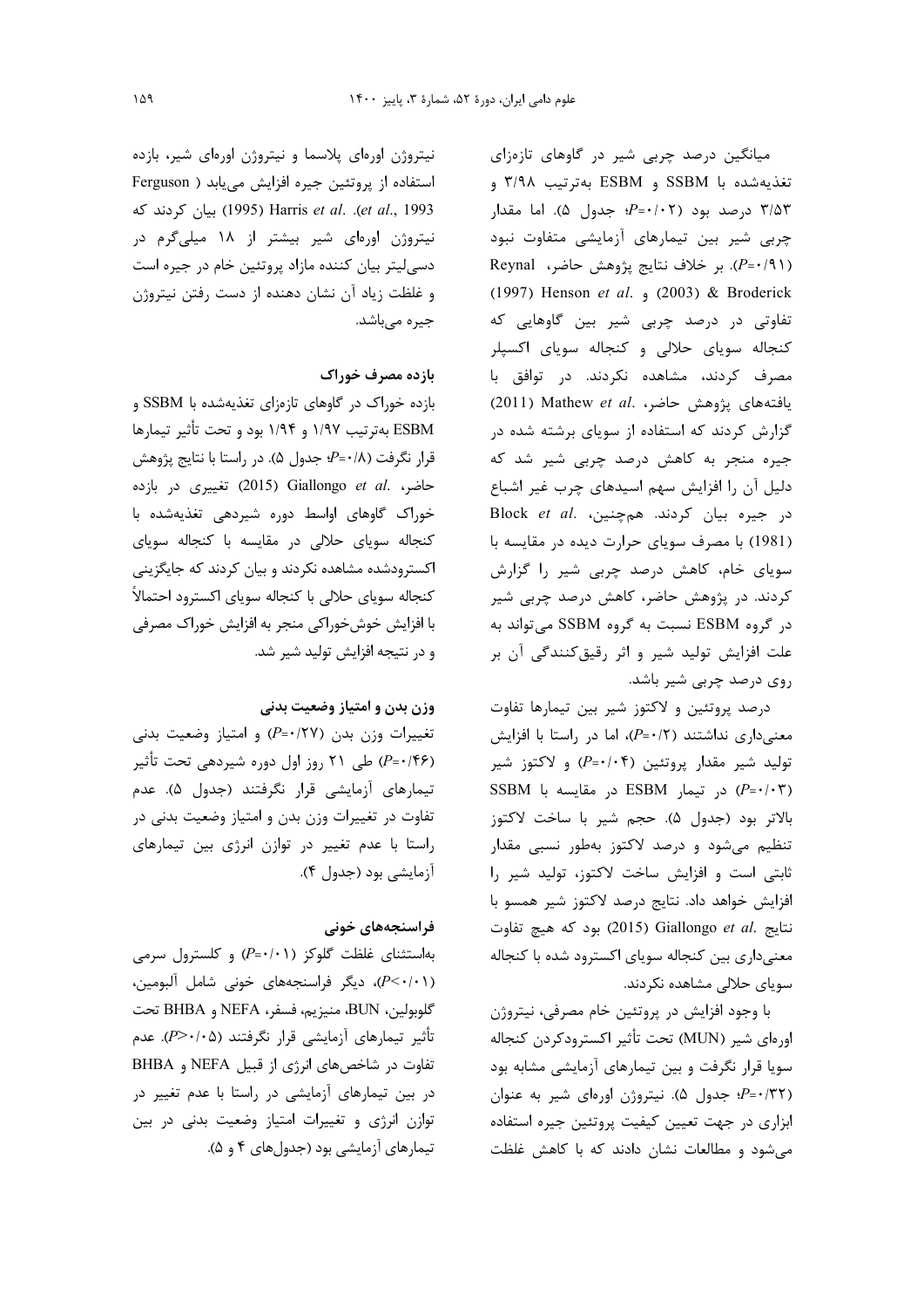میانگین درصد چربی شیر در گاوهای تازه‌زای تغذیه‌شده با SSBM و ESBM به‌ترتیب ۳/۹۸ و ۳/۵۳ درصد بود (*P*=۰/۰۲؛ جدول ۵). اما مقدار چربی شیر بین تیمارهای آزمایشی متفاوت نبود (*P*=۰/۹۱). بر خلاف نتایج پژوهش حاضر، Reynal & Broderick (2003) و Henson *et al.* (1997) تفاوتی در درصد چربی شیر بین گاوهایی که کنجاله سویای حلالی و کنجاله سویای اکسپلر مصرف کردند، مشاهده نکردند. در توافق با یافته‌های پژوهش حاضر، Mathew *et al.* (2011) گزارش کردند که استفاده از سویای برشته شده در جیره منجر به کاهش درصد چربی شیر شد که دلیل آن را افزایش سهم اسیدهای چرب غیر اشباع در جیره بیان کردند. همچنین، Block *et al.* (1981) با مصرف سویای حرارت دیده در مقایسه با سویای خام، کاهش درصد چربی شیر را گزارش کردند. در پژوهش حاضر، کاهش درصد چربی شیر در گروه ESBM نسبت به گروه SSBM می‌تواند به علت افزایش تولید شیر و اثر رقیق‌کنندگی آن بر روی درصد چربی شیر باشد.

درصد پروتئین و لاکتوز شیر بین تیمارها تفاوت معنی‌داری نداشتند (*P*=۰/۲)، اما در راستا با افزایش تولید شیر مقدار پروتئین (*P*=۰/۰۴) و لاکتوز شیر (*P*=۰/۰۳) در تیمار ESBM در مقایسه با SSBM بالاتر بود (جدول ۵). حجم شیر با ساخت لاکتوز تنظیم می‌شود و درصد لاکتوز به‌طور نسبی مقدار ثابتی است و افزایش ساخت لاکتوز، تولید شیر را افزایش خواهد داد. نتایج درصد لاکتوز شیر همسو با نتایج Giallongo *et al.* (2015) بود که هیچ تفاوت معنی‌داری بین کنجاله سویای اکسترود شده با کنجاله سویای حلالی مشاهده نکردند.

با وجود افزایش در پروتئین خام مصرفی، نیتروژن اوره‌ای شیر (MUN) تحت تأثیر اکسترودکردن کنجاله سویا قرار نگرفت و بین تیمارهای آزمایشی مشابه بود (*P*=۰/۳۲؛ جدول ۵). نیتروژن اوره‌ای شیر به عنوان ابزاری در جهت تعیین کیفیت پروتئین جیره استفاده می‌شود و مطالعات نشان دادند که با کاهش غلظت نیتروژن اوره‌ای پلاسما و نیتروژن اوره‌ای شیر، بازده استفاده از پروتئین جیره افزایش می‌یابد (Ferguson *et al.*, 1993). Harris *et al.* (1995) بیان کردند که نیتروژن اوره‌ای شیر بیشتر از ۱۸ میلی‌گرم در دسی‌لیتر بیان کننده مازاد پروتئین خام در جیره است و غلظت زیاد آن نشان دهنده از دست رفتن نیتروژن جیره می‌باشد.

### بازده مصرف خوراک

بازده خوراک در گاوهای تازه‌زای تغذیه‌شده با SSBM و ESBM به‌ترتیب ۱/۹۷ و ۱/۹۴ بود و تحت تأثیر تیمارها قرار نگرفت (*P*=۰/۸؛ جدول ۵). در راستا با نتایج پژوهش حاضر، Giallongo *et al.* (2015) تغییری در بازده خوراک گاوهای اواسط دوره شیردهی تغذیه‌شده با کنجاله سویای حلالی در مقایسه با کنجاله سویای اکسترودشده مشاهده نکردند و بیان کردند که جایگزینی کنجاله سویای حلالی با کنجاله سویای اکسترود احتمالاً با افزایش خوش‌خوراکی منجر به افزایش خوراک مصرفی و در نتیجه افزایش تولید شیر شد.

### وزن بدن و امتیاز وضعیت بدنی

تغییرات وزن بدن (*P*=۰/۲۷) و امتیاز وضعیت بدنی (*P*=۰/۴۶) طی ۲۱ روز اول دوره شیردهی تحت تأثیر تیمارهای آزمایشی قرار نگرفتند (جدول ۵). عدم تفاوت در تغییرات وزن بدن و امتیاز وضعیت بدنی در راستا با عدم تغییر در توازن انرژی بین تیمارهای آزمایشی بود (جدول ۴).

### فراسنجه‌های خونی

به‌استثنای غلظت گلوکز (*P*=۰/۰۱) و کلسترول سرمی (*P*<۰/۰۱)، دیگر فراسنجه‌های خونی شامل آلبومین، گلوبولین، BUN، منیزیم، فسفر، NEFA و BHBA تحت تأثیر تیمارهای آزمایشی قرار نگرفتند (*P*>۰/۰۵). عدم تفاوت در شاخص‌های انرژی از قبیل NEFA و BHBA در بین تیمارهای آزمایشی در راستا با عدم تغییر در توازن انرژی و تغییرات امتیاز وضعیت بدنی در بین تیمارهای آزمایشی بود (جدول‌های ۴ و ۵).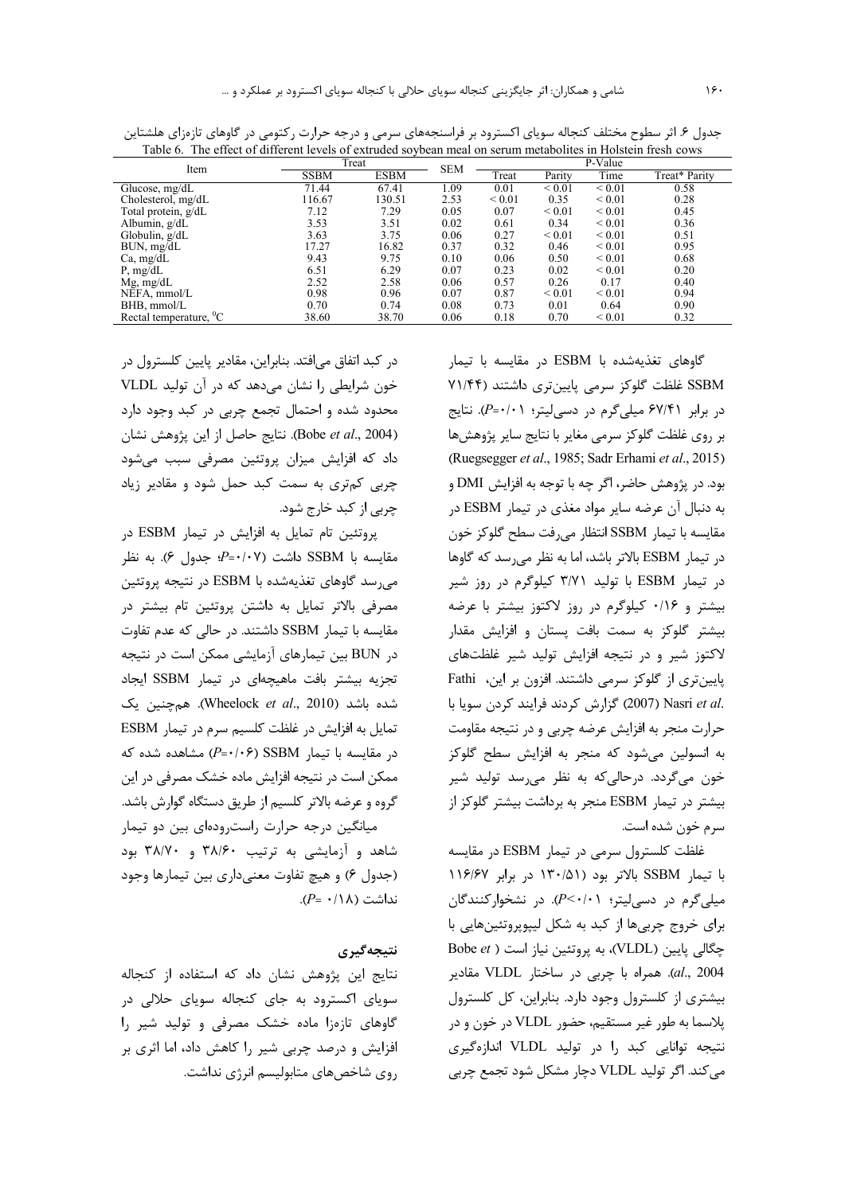جدول ۶. اثر سطوح مختلف کنجاله سویای اکسترود بر فراسنجه‌های سرمی و درجه حرارت رکتومی در گاوهای تازه‌زای هلشتاین

Table 6. The effect of different levels of extruded soybean meal on serum metabolites in Holstein fresh cows

| Item | Treat | | SEM | P-Value | | | |
|---|---|---|---|---|---|---|---|
| | SSBM | ESBM | | Treat | Parity | Time | Treat* Parity |
| Glucose, mg/dL | 71.44 | 67.41 | 1.09 | 0.01 | < 0.01 | < 0.01 | 0.58 |
| Cholesterol, mg/dL | 116.67 | 130.51 | 2.53 | < 0.01 | 0.35 | < 0.01 | 0.28 |
| Total protein, g/dL | 7.12 | 7.29 | 0.05 | 0.07 | < 0.01 | < 0.01 | 0.45 |
| Albumin, g/dL | 3.53 | 3.51 | 0.02 | 0.61 | 0.34 | < 0.01 | 0.36 |
| Globulin, g/dL | 3.63 | 3.75 | 0.06 | 0.27 | < 0.01 | < 0.01 | 0.51 |
| BUN, mg/dL | 17.27 | 16.82 | 0.37 | 0.32 | 0.46 | < 0.01 | 0.95 |
| Ca, mg/dL | 9.43 | 9.75 | 0.10 | 0.06 | 0.50 | < 0.01 | 0.68 |
| P, mg/dL | 6.51 | 6.29 | 0.07 | 0.23 | 0.02 | < 0.01 | 0.20 |
| Mg, mg/dL | 2.52 | 2.58 | 0.06 | 0.57 | 0.26 | 0.17 | 0.40 |
| NEFA, mmol/L | 0.98 | 0.96 | 0.07 | 0.87 | < 0.01 | < 0.01 | 0.94 |
| BHB, mmol/L | 0.70 | 0.74 | 0.08 | 0.73 | 0.01 | 0.64 | 0.90 |
| Rectal temperature, $^0$C | 38.60 | 38.70 | 0.06 | 0.18 | 0.70 | < 0.01 | 0.32 |

گاوهای تغذیه‌شده با ESBM در مقایسه با تیمار SSBM غلظت گلوکز سرمی پایین‌تری داشتند (۷۱/۴۴ در برابر ۶۷/۴۱ میلی‌گرم در دسی‌لیتر؛ ۰/۰۱=P). نتایج بر روی غلظت گلوکز سرمی مغایر با نتایج سایر پژوهش‌ها (Ruegsegger *et al*., 1985; Sadr Erhami *et al*., 2015) بود. در پژوهش حاضر، اگر چه با توجه به افزایش DMI و به دنبال آن عرضه سایر مواد مغذی در تیمار ESBM در مقایسه با تیمار SSBM انتظار می‌رفت سطح گلوکز خون در تیمار ESBM بالاتر باشد، اما به نظر می‌رسد که گاوها در تیمار ESBM با تولید ۳/۷۱ کیلوگرم در روز شیر بیشتر و ۰/۱۶ کیلوگرم در روز لاکتوز بیشتر با عرضه بیشتر گلوکز به سمت بافت پستان و افزایش مقدار لاکتوز شیر و در نتیجه افزایش تولید شیر غلظت‌های پایین‌تری از گلوکز سرمی داشتند. افزون بر این، Fathi Nasri *et al*. (2007) گزارش کردند فرایند کردن سویا با حرارت منجر به افزایش عرضه چربی و در نتیجه مقاومت به انسولین می‌شود که منجر به افزایش سطح گلوکز خون می‌گردد. درحالی‌که به نظر می‌رسد تولید شیر بیشتر در تیمار ESBM منجر به برداشت بیشتر گلوکز از سرم خون شده است.

غلظت کلسترول سرمی در تیمار ESBM در مقایسه با تیمار SSBM بالاتر بود (۱۳۰/۵۱ در برابر ۱۱۶/۶۷ میلی‌گرم در دسی‌لیتر؛ ۰/۰۱>P). در نشخوارکنندگان برای خروج چربی‌ها از کبد به شکل لیپوپروتئین‌هایی با چگالی پایین (VLDL)، به پروتئین نیاز است (Bobe *et al*., 2004). همراه با چربی در ساختار VLDL مقادیر بیشتری از کلسترول وجود دارد. بنابراین، کل کلسترول پلاسما به طور غیر مستقیم، حضور VLDL در خون و در نتیجه توانایی کبد را در تولید VLDL اندازه‌گیری می‌کند. اگر تولید VLDL دچار مشکل شود تجمع چربی در کبد اتفاق می‌افتد. بنابراین، مقادیر پایین کلسترول در خون شرایطی را نشان می‌دهد که در آن تولید VLDL محدود شده و احتمال تجمع چربی در کبد وجود دارد (Bobe *et al*., 2004). نتایج حاصل از این پژوهش نشان داد که افزایش میزان پروتئین مصرفی سبب می‌شود چربی کم‌تری به سمت کبد حمل شود و مقادیر زیاد چربی از کبد خارج شود.

پروتئین تام تمایل به افزایش در تیمار ESBM در مقایسه با SSBM داشت (۰/۰۷=P؛ جدول ۶). به نظر می‌رسد گاوهای تغذیه‌شده با ESBM در نتیجه پروتئین مصرفی بالاتر تمایل به داشتن پروتئین تام بیشتر در مقایسه با تیمار SSBM داشتند. در حالی که عدم تفاوت در BUN بین تیمارهای آزمایشی ممکن است در نتیجه تجزیه بیشتر بافت ماهیچه‌ای در تیمار SSBM ایجاد شده باشد (Wheelock *et al*., 2010). همچنین یک تمایل به افزایش در غلظت کلسیم سرم در تیمار ESBM در مقایسه با تیمار SSBM (۰/۰۶=P) مشاهده شده که ممکن است در نتیجه افزایش ماده خشک مصرفی در این گروه و عرضه بالاتر کلسیم از طریق دستگاه گوارش باشد.

میانگین درجه حرارت راست‌روده‌ای بین دو تیمار شاهد و آزمایشی به ترتیب ۳۸/۶۰ و ۳۸/۷۰ بود (جدول ۶) و هیچ تفاوت معنی‌داری بین تیمارها وجود نداشت (۰/۱۸ =P).

## نتیجه‌گیری

نتایج این پژوهش نشان داد که استفاده از کنجاله سویای اکسترود به جای کنجاله سویای حلالی در گاوهای تازه‌زا ماده خشک مصرفی و تولید شیر را افزایش و درصد چربی شیر را کاهش داد، اما اثری بر روی شاخص‌های متابولیسم انرژی نداشت.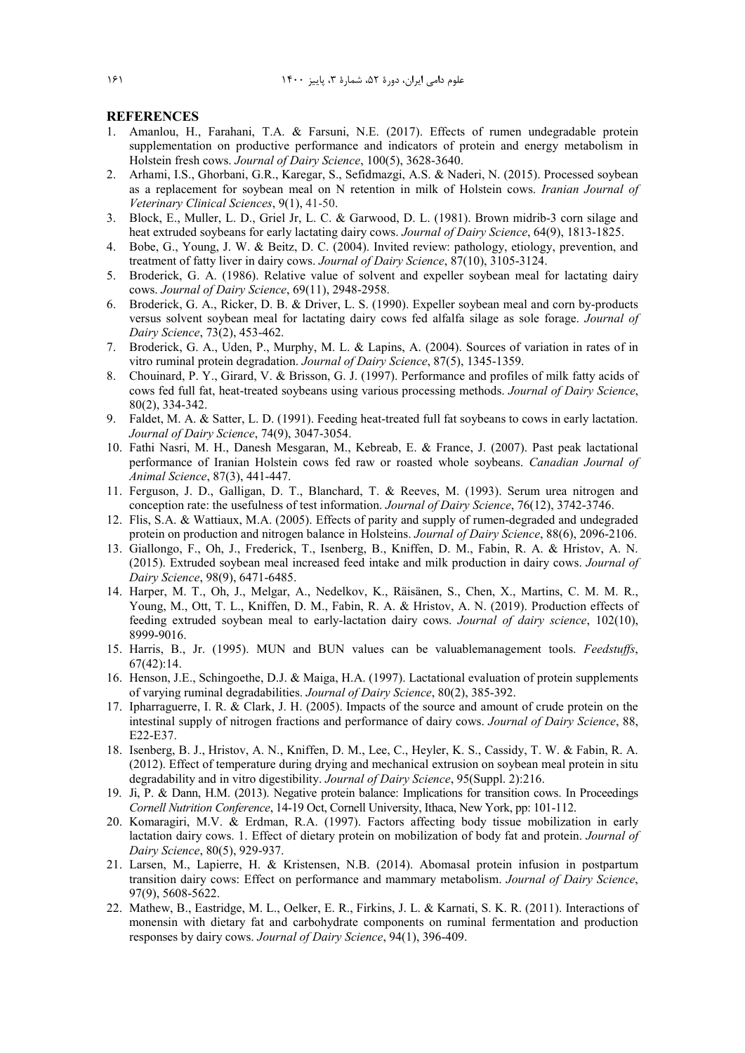## REFERENCES

1. Amanlou, H., Farahani, T.A. & Farsuni, N.E. (2017). Effects of rumen undegradable protein supplementation on productive performance and indicators of protein and energy metabolism in Holstein fresh cows. *Journal of Dairy Science*, 100(5), 3628-3640.
2. Arhami, I.S., Ghorbani, G.R., Karegar, S., Sefidmazgi, A.S. & Naderi, N. (2015). Processed soybean as a replacement for soybean meal on N retention in milk of Holstein cows. *Iranian Journal of Veterinary Clinical Sciences*, 9(1), 41-50.
3. Block, E., Muller, L. D., Griel Jr, L. C. & Garwood, D. L. (1981). Brown midrib-3 corn silage and heat extruded soybeans for early lactating dairy cows. *Journal of Dairy Science*, 64(9), 1813-1825.
4. Bobe, G., Young, J. W. & Beitz, D. C. (2004). Invited review: pathology, etiology, prevention, and treatment of fatty liver in dairy cows. *Journal of Dairy Science*, 87(10), 3105-3124.
5. Broderick, G. A. (1986). Relative value of solvent and expeller soybean meal for lactating dairy cows. *Journal of Dairy Science*, 69(11), 2948-2958.
6. Broderick, G. A., Ricker, D. B. & Driver, L. S. (1990). Expeller soybean meal and corn by-products versus solvent soybean meal for lactating dairy cows fed alfalfa silage as sole forage. *Journal of Dairy Science*, 73(2), 453-462.
7. Broderick, G. A., Uden, P., Murphy, M. L. & Lapins, A. (2004). Sources of variation in rates of in vitro ruminal protein degradation. *Journal of Dairy Science*, 87(5), 1345-1359.
8. Chouinard, P. Y., Girard, V. & Brisson, G. J. (1997). Performance and profiles of milk fatty acids of cows fed full fat, heat-treated soybeans using various processing methods. *Journal of Dairy Science*, 80(2), 334-342.
9. Faldet, M. A. & Satter, L. D. (1991). Feeding heat-treated full fat soybeans to cows in early lactation. *Journal of Dairy Science*, 74(9), 3047-3054.
10. Fathi Nasri, M. H., Danesh Mesgaran, M., Kebreab, E. & France, J. (2007). Past peak lactational performance of Iranian Holstein cows fed raw or roasted whole soybeans. *Canadian Journal of Animal Science*, 87(3), 441-447.
11. Ferguson, J. D., Galligan, D. T., Blanchard, T. & Reeves, M. (1993). Serum urea nitrogen and conception rate: the usefulness of test information. *Journal of Dairy Science*, 76(12), 3742-3746.
12. Flis, S.A. & Wattiaux, M.A. (2005). Effects of parity and supply of rumen-degraded and undegraded protein on production and nitrogen balance in Holsteins. *Journal of Dairy Science*, 88(6), 2096-2106.
13. Giallongo, F., Oh, J., Frederick, T., Isenberg, B., Kniffen, D. M., Fabin, R. A. & Hristov, A. N. (2015). Extruded soybean meal increased feed intake and milk production in dairy cows. *Journal of Dairy Science*, 98(9), 6471-6485.
14. Harper, M. T., Oh, J., Melgar, A., Nedelkov, K., Räisänen, S., Chen, X., Martins, C. M. M. R., Young, M., Ott, T. L., Kniffen, D. M., Fabin, R. A. & Hristov, A. N. (2019). Production effects of feeding extruded soybean meal to early-lactation dairy cows. *Journal of dairy science*, 102(10), 8999-9016.
15. Harris, B., Jr. (1995). MUN and BUN values can be valuablemanagement tools. *Feedstuffs*, 67(42):14.
16. Henson, J.E., Schingoethe, D.J. & Maiga, H.A. (1997). Lactational evaluation of protein supplements of varying ruminal degradabilities. *Journal of Dairy Science*, 80(2), 385-392.
17. Ipharraguerre, I. R. & Clark, J. H. (2005). Impacts of the source and amount of crude protein on the intestinal supply of nitrogen fractions and performance of dairy cows. *Journal of Dairy Science*, 88, E22-E37.
18. Isenberg, B. J., Hristov, A. N., Kniffen, D. M., Lee, C., Heyler, K. S., Cassidy, T. W. & Fabin, R. A. (2012). Effect of temperature during drying and mechanical extrusion on soybean meal protein in situ degradability and in vitro digestibility. *Journal of Dairy Science*, 95(Suppl. 2):216.
19. Ji, P. & Dann, H.M. (2013). Negative protein balance: Implications for transition cows. In Proceedings *Cornell Nutrition Conference*, 14-19 Oct, Cornell University, Ithaca, New York, pp: 101-112.
20. Komaragiri, M.V. & Erdman, R.A. (1997). Factors affecting body tissue mobilization in early lactation dairy cows. 1. Effect of dietary protein on mobilization of body fat and protein. *Journal of Dairy Science*, 80(5), 929-937.
21. Larsen, M., Lapierre, H. & Kristensen, N.B. (2014). Abomasal protein infusion in postpartum transition dairy cows: Effect on performance and mammary metabolism. *Journal of Dairy Science*, 97(9), 5608-5622.
22. Mathew, B., Eastridge, M. L., Oelker, E. R., Firkins, J. L. & Karnati, S. K. R. (2011). Interactions of monensin with dietary fat and carbohydrate components on ruminal fermentation and production responses by dairy cows. *Journal of Dairy Science*, 94(1), 396-409.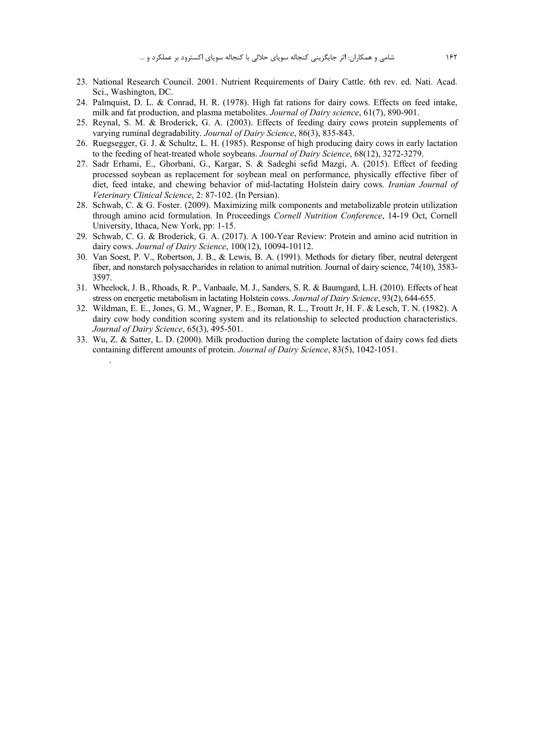23. National Research Council. 2001. Nutrient Requirements of Dairy Cattle. 6th rev. ed. Nati. Acad. Sci., Washington, DC.
24. Palmquist, D. L. & Conrad, H. R. (1978). High fat rations for dairy cows. Effects on feed intake, milk and fat production, and plasma metabolites. *Journal of Dairy science*, 61(7), 890-901.
25. Reynal, S. M. & Broderick, G. A. (2003). Effects of feeding dairy cows protein supplements of varying ruminal degradability. *Journal of Dairy Science*, 86(3), 835-843.
26. Ruegsegger, G. J. & Schultz, L. H. (1985). Response of high producing dairy cows in early lactation to the feeding of heat-treated whole soybeans. *Journal of Dairy Science*, 68(12), 3272-3279.
27. Sadr Erhami, E., Ghorbani, G., Kargar, S. & Sadeghi sefid Mazgi, A. (2015). Effect of feeding processed soybean as replacement for soybean meal on performance, physically effective fiber of diet, feed intake, and chewing behavior of mid-lactating Holstein dairy cows. *Iranian Journal of Veterinary Clinical Science*, 2: 87-102. (In Persian).
28. Schwab, C. & G. Foster. (2009). Maximizing milk components and metabolizable protein utilization through amino acid formulation. In Proceedings *Cornell Nutrition Conference*, 14-19 Oct, Cornell University, Ithaca, New York, pp: 1-15.
29. Schwab, C. G. & Broderick, G. A. (2017). A 100-Year Review: Protein and amino acid nutrition in dairy cows. *Journal of Dairy Science*, 100(12), 10094-10112.
30. Van Soest, P. V., Robertson, J. B., & Lewis, B. A. (1991). Methods for dietary fiber, neutral detergent fiber, and nonstarch polysaccharides in relation to animal nutrition. Journal of dairy science, 74(10), 3583-3597.
31. Wheelock, J. B., Rhoads, R. P., Vanbaale, M. J., Sanders, S. R. & Baumgard, L.H. (2010). Effects of heat stress on energetic metabolism in lactating Holstein cows. *Journal of Dairy Science*, 93(2), 644-655.
32. Wildman, E. E., Jones, G. M., Wagner, P. E., Boman, R. L., Troutt Jr, H. F. & Lesch, T. N. (1982). A dairy cow body condition scoring system and its relationship to selected production characteristics. *Journal of Dairy Science*, 65(3), 495-501.
33. Wu, Z. & Satter, L. D. (2000). Milk production during the complete lactation of dairy cows fed diets containing different amounts of protein. *Journal of Dairy Science*, 83(5), 1042-1051.